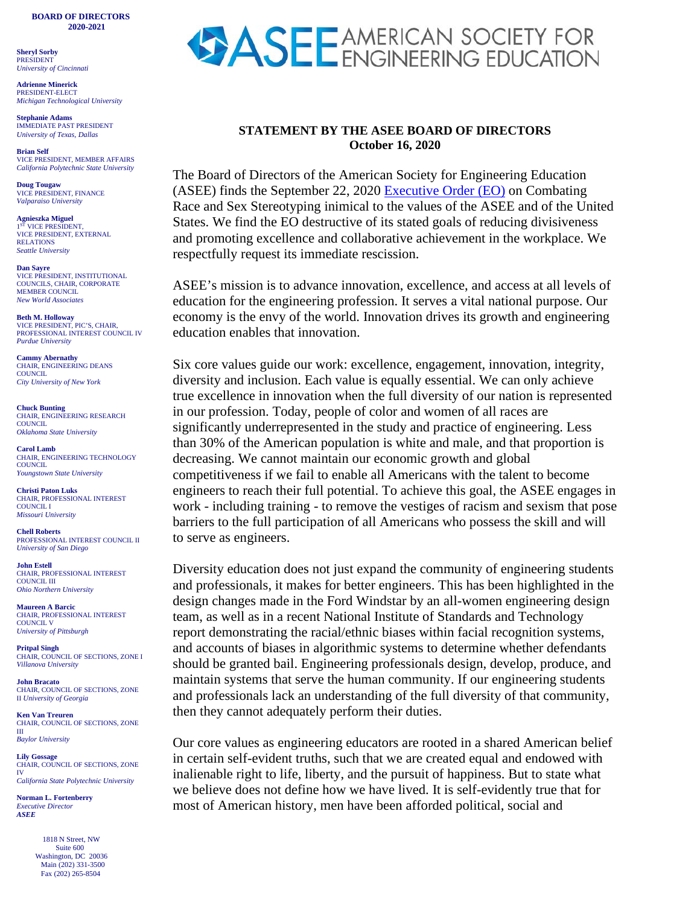**BOARD OF DIRECTORS**
**2020-2021**

**Sheryl Sorby**
PRESIDENT
*University of Cincinnati*

**Adrienne Minerick**
PRESIDENT-ELECT
*Michigan Technological University*

**Stephanie Adams**
IMMEDIATE PAST PRESIDENT
*University of Texas, Dallas*

**Brian Self**
VICE PRESIDENT, MEMBER AFFAIRS
*California Polytechnic State University*

**Doug Tougaw**
VICE PRESIDENT, FINANCE
*Valparaiso University*

**Agnieszka Miguel**
1ST VICE PRESIDENT,
VICE PRESIDENT, EXTERNAL RELATIONS
*Seattle University*

**Dan Sayre**
VICE PRESIDENT, INSTITUTIONAL COUNCILS, CHAIR, CORPORATE MEMBER COUNCIL
*New World Associates*

**Beth M. Holloway**
VICE PRESIDENT, PIC'S, CHAIR, PROFESSIONAL INTEREST COUNCIL IV
*Purdue University*

**Cammy Abernathy**
CHAIR, ENGINEERING DEANS COUNCIL
*City University of New York*

**Chuck Bunting**
CHAIR, ENGINEERING RESEARCH COUNCIL
*Oklahoma State University*

**Carol Lamb**
CHAIR, ENGINEERING TECHNOLOGY COUNCIL
*Youngstown State University*

**Christi Paton Luks**
CHAIR, PROFESSIONAL INTEREST COUNCIL I
*Missouri University*

**Chell Roberts**
PROFESSIONAL INTEREST COUNCIL II
*University of San Diego*

**John Estell**
CHAIR, PROFESSIONAL INTEREST COUNCIL III
*Ohio Northern University*

**Maureen A Barcic**
CHAIR, PROFESSIONAL INTEREST COUNCIL V
*University of Pittsburgh*

**Pritpal Singh**
CHAIR, COUNCIL OF SECTIONS, ZONE I
*Villanova University*

**John Bracato**
CHAIR, COUNCIL OF SECTIONS, ZONE II *University of Georgia*

**Ken Van Treuren**
CHAIR, COUNCIL OF SECTIONS, ZONE III
*Baylor University*

**Lily Gossage**
CHAIR, COUNCIL OF SECTIONS, ZONE IV
*California State Polytechnic University*

**Norman L. Fortenberry**
*Executive Director*
***ASEE***

1818 N Street, NW
Suite 600
Washington, DC 20036
Main (202) 331-3500
Fax (202) 265-8504

# ASEE AMERICAN SOCIETY FOR ENGINEERING EDUCATION

**STATEMENT BY THE ASEE BOARD OF DIRECTORS**
**October 16, 2020**

The Board of Directors of the American Society for Engineering Education (ASEE) finds the September 22, 2020 [Executive Order (EO)] on Combating Race and Sex Stereotyping inimical to the values of the ASEE and of the United States. We find the EO destructive of its stated goals of reducing divisiveness and promoting excellence and collaborative achievement in the workplace. We respectfully request its immediate rescission.

ASEE's mission is to advance innovation, excellence, and access at all levels of education for the engineering profession. It serves a vital national purpose. Our economy is the envy of the world. Innovation drives its growth and engineering education enables that innovation.

Six core values guide our work: excellence, engagement, innovation, integrity, diversity and inclusion. Each value is equally essential. We can only achieve true excellence in innovation when the full diversity of our nation is represented in our profession. Today, people of color and women of all races are significantly underrepresented in the study and practice of engineering. Less than 30% of the American population is white and male, and that proportion is decreasing. We cannot maintain our economic growth and global competitiveness if we fail to enable all Americans with the talent to become engineers to reach their full potential. To achieve this goal, the ASEE engages in work - including training - to remove the vestiges of racism and sexism that pose barriers to the full participation of all Americans who possess the skill and will to serve as engineers.

Diversity education does not just expand the community of engineering students and professionals, it makes for better engineers. This has been highlighted in the design changes made in the Ford Windstar by an all-women engineering design team, as well as in a recent National Institute of Standards and Technology report demonstrating the racial/ethnic biases within facial recognition systems, and accounts of biases in algorithmic systems to determine whether defendants should be granted bail. Engineering professionals design, develop, produce, and maintain systems that serve the human community. If our engineering students and professionals lack an understanding of the full diversity of that community, then they cannot adequately perform their duties.

Our core values as engineering educators are rooted in a shared American belief in certain self-evident truths, such that we are created equal and endowed with inalienable right to life, liberty, and the pursuit of happiness. But to state what we believe does not define how we have lived. It is self-evidently true that for most of American history, men have been afforded political, social and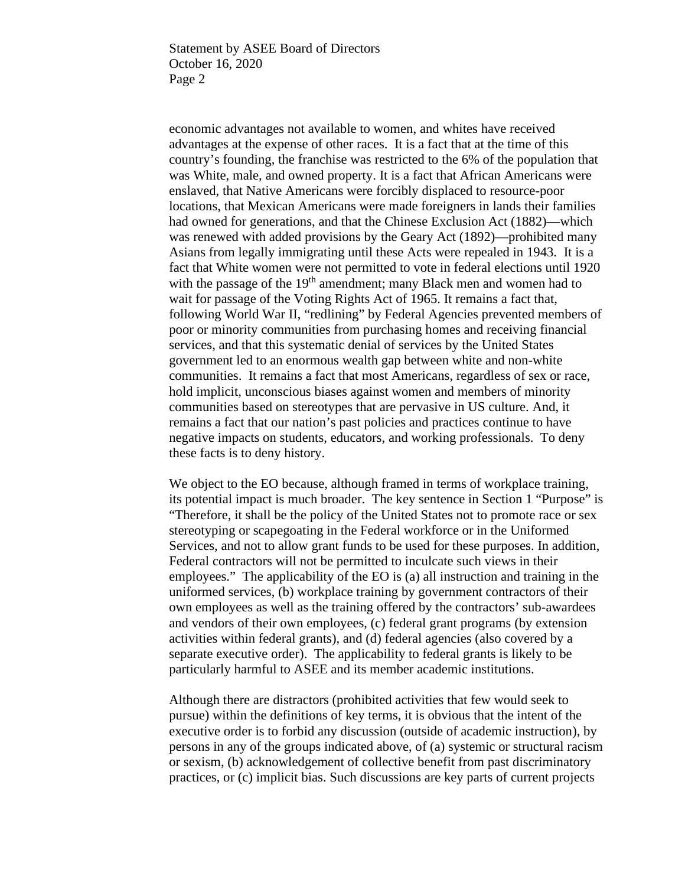economic advantages not available to women, and whites have received advantages at the expense of other races. It is a fact that at the time of this country's founding, the franchise was restricted to the 6% of the population that was White, male, and owned property. It is a fact that African Americans were enslaved, that Native Americans were forcibly displaced to resource-poor locations, that Mexican Americans were made foreigners in lands their families had owned for generations, and that the Chinese Exclusion Act (1882)—which was renewed with added provisions by the Geary Act (1892)—prohibited many Asians from legally immigrating until these Acts were repealed in 1943. It is a fact that White women were not permitted to vote in federal elections until 1920 with the passage of the 19th amendment; many Black men and women had to wait for passage of the Voting Rights Act of 1965. It remains a fact that, following World War II, "redlining" by Federal Agencies prevented members of poor or minority communities from purchasing homes and receiving financial services, and that this systematic denial of services by the United States government led to an enormous wealth gap between white and non-white communities. It remains a fact that most Americans, regardless of sex or race, hold implicit, unconscious biases against women and members of minority communities based on stereotypes that are pervasive in US culture. And, it remains a fact that our nation's past policies and practices continue to have negative impacts on students, educators, and working professionals. To deny these facts is to deny history.

We object to the EO because, although framed in terms of workplace training, its potential impact is much broader. The key sentence in Section 1 "Purpose" is "Therefore, it shall be the policy of the United States not to promote race or sex stereotyping or scapegoating in the Federal workforce or in the Uniformed Services, and not to allow grant funds to be used for these purposes. In addition, Federal contractors will not be permitted to inculcate such views in their employees." The applicability of the EO is (a) all instruction and training in the uniformed services, (b) workplace training by government contractors of their own employees as well as the training offered by the contractors' sub-awardees and vendors of their own employees, (c) federal grant programs (by extension activities within federal grants), and (d) federal agencies (also covered by a separate executive order). The applicability to federal grants is likely to be particularly harmful to ASEE and its member academic institutions.

Although there are distractors (prohibited activities that few would seek to pursue) within the definitions of key terms, it is obvious that the intent of the executive order is to forbid any discussion (outside of academic instruction), by persons in any of the groups indicated above, of (a) systemic or structural racism or sexism, (b) acknowledgement of collective benefit from past discriminatory practices, or (c) implicit bias. Such discussions are key parts of current projects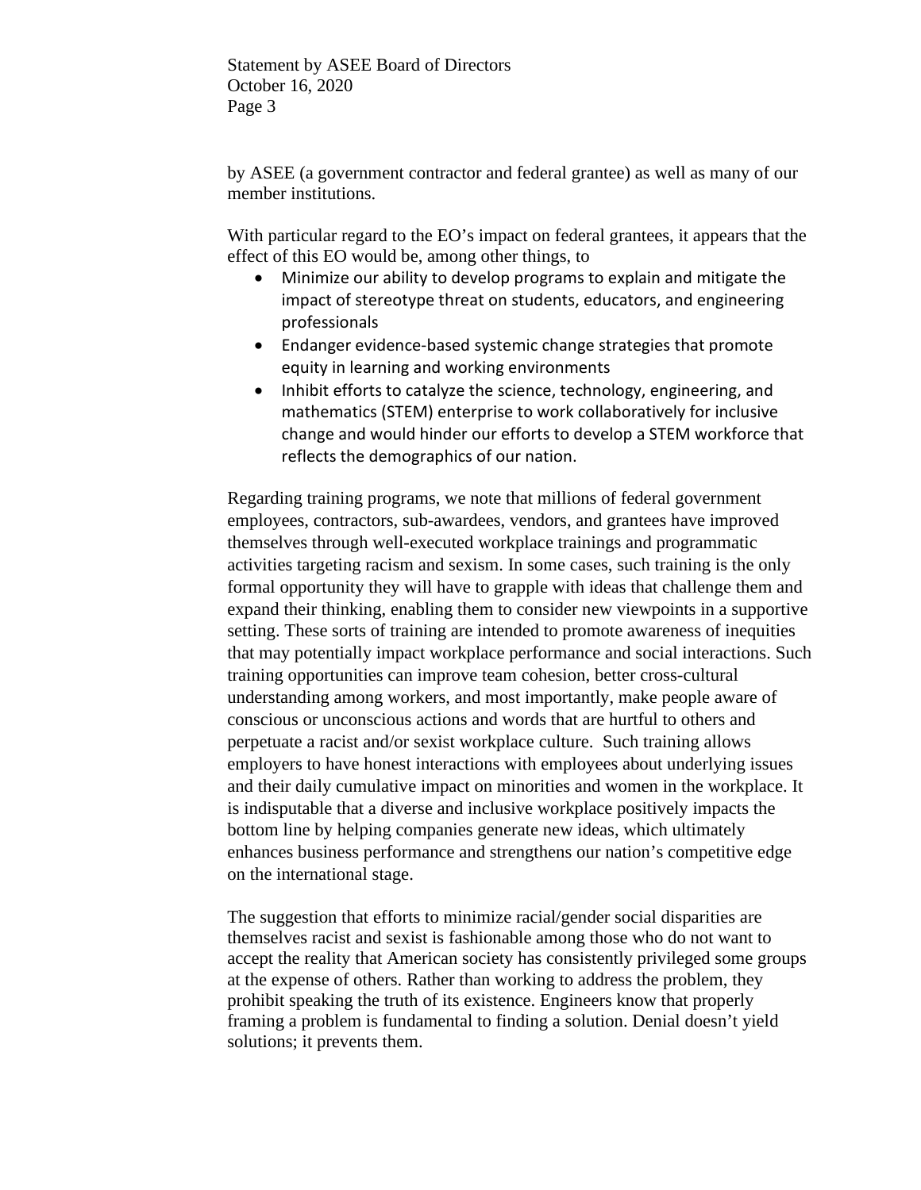by ASEE (a government contractor and federal grantee) as well as many of our member institutions.

With particular regard to the EO's impact on federal grantees, it appears that the effect of this EO would be, among other things, to

- Minimize our ability to develop programs to explain and mitigate the impact of stereotype threat on students, educators, and engineering professionals
- Endanger evidence-based systemic change strategies that promote equity in learning and working environments
- Inhibit efforts to catalyze the science, technology, engineering, and mathematics (STEM) enterprise to work collaboratively for inclusive change and would hinder our efforts to develop a STEM workforce that reflects the demographics of our nation.

Regarding training programs, we note that millions of federal government employees, contractors, sub-awardees, vendors, and grantees have improved themselves through well-executed workplace trainings and programmatic activities targeting racism and sexism. In some cases, such training is the only formal opportunity they will have to grapple with ideas that challenge them and expand their thinking, enabling them to consider new viewpoints in a supportive setting. These sorts of training are intended to promote awareness of inequities that may potentially impact workplace performance and social interactions. Such training opportunities can improve team cohesion, better cross-cultural understanding among workers, and most importantly, make people aware of conscious or unconscious actions and words that are hurtful to others and perpetuate a racist and/or sexist workplace culture. Such training allows employers to have honest interactions with employees about underlying issues and their daily cumulative impact on minorities and women in the workplace. It is indisputable that a diverse and inclusive workplace positively impacts the bottom line by helping companies generate new ideas, which ultimately enhances business performance and strengthens our nation's competitive edge on the international stage.

The suggestion that efforts to minimize racial/gender social disparities are themselves racist and sexist is fashionable among those who do not want to accept the reality that American society has consistently privileged some groups at the expense of others. Rather than working to address the problem, they prohibit speaking the truth of its existence. Engineers know that properly framing a problem is fundamental to finding a solution. Denial doesn't yield solutions; it prevents them.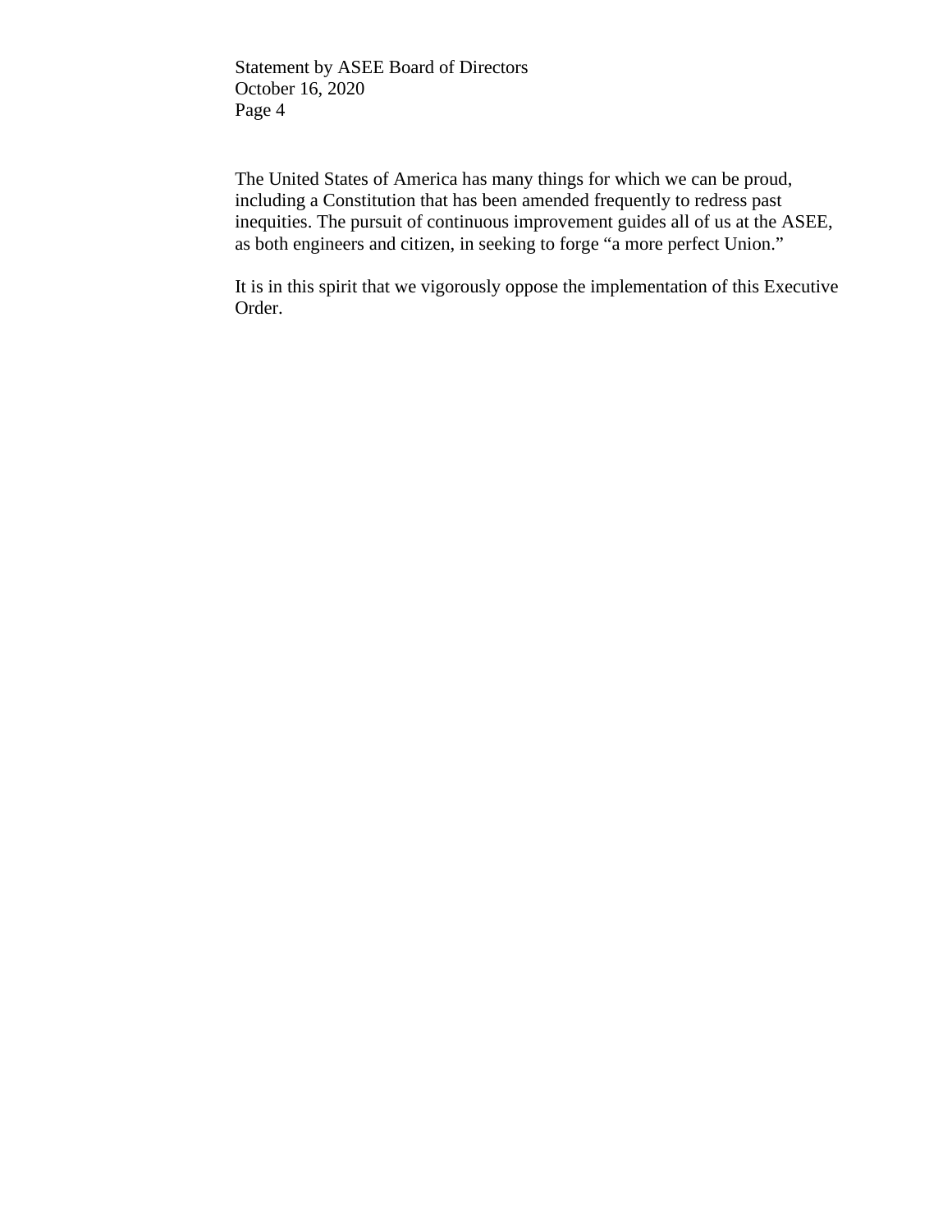The United States of America has many things for which we can be proud, including a Constitution that has been amended frequently to redress past inequities. The pursuit of continuous improvement guides all of us at the ASEE, as both engineers and citizen, in seeking to forge "a more perfect Union."

It is in this spirit that we vigorously oppose the implementation of this Executive Order.